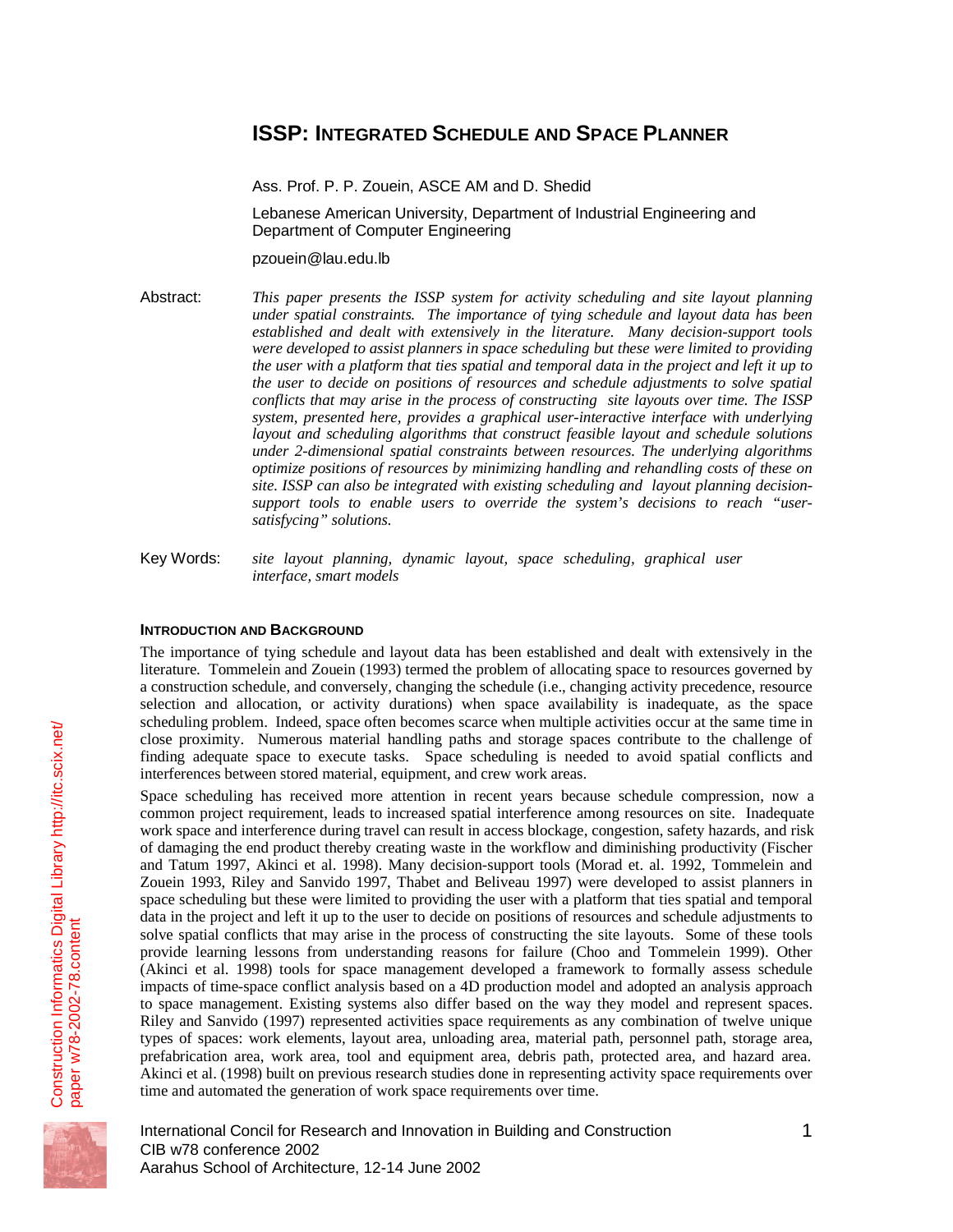# ISSP: INTEGRATED SCHEDULE AND SPACE PLANNER

Ass. Prof. P. P. Zouein, ASCE AM and D. Shedid

Lebanese American University, Department of Industrial Engineering and Department of Computer Engineering

pzouein@lau.edu.lb

Abstract: *This paper presents the ISSP system for activity scheduling and site layout planning under spatial constraints. The importance of tying schedule and layout data has been established and dealt with extensively in the literature. Many decision-support tools were developed to assist planners in space scheduling but these were limited to providing the user with a platform that ties spatial and temporal data in the project and left it up to the user to decide on positions of resources and schedule adjustments to solve spatial conflicts that may arise in the process of constructing site layouts over time. The ISSP system, presented here, provides a graphical user-interactive interface with underlying layout and scheduling algorithms that construct feasible layout and schedule solutions under 2-dimensional spatial constraints between resources. The underlying algorithms optimize positions of resources by minimizing handling and rehandling costs of these on site. ISSP can also be integrated with existing scheduling and layout planning decision-support tools to enable users to override the system's decisions to reach "user-satisfycing" solutions.*

Key Words: *site layout planning, dynamic layout, space scheduling, graphical user interface, smart models*

## INTRODUCTION AND BACKGROUND

The importance of tying schedule and layout data has been established and dealt with extensively in the literature. Tommelein and Zouein (1993) termed the problem of allocating space to resources governed by a construction schedule, and conversely, changing the schedule (i.e., changing activity precedence, resource selection and allocation, or activity durations) when space availability is inadequate, as the space scheduling problem. Indeed, space often becomes scarce when multiple activities occur at the same time in close proximity. Numerous material handling paths and storage spaces contribute to the challenge of finding adequate space to execute tasks. Space scheduling is needed to avoid spatial conflicts and interferences between stored material, equipment, and crew work areas.

Space scheduling has received more attention in recent years because schedule compression, now a common project requirement, leads to increased spatial interference among resources on site. Inadequate work space and interference during travel can result in access blockage, congestion, safety hazards, and risk of damaging the end product thereby creating waste in the workflow and diminishing productivity (Fischer and Tatum 1997, Akinci et al. 1998). Many decision-support tools (Morad et. al. 1992, Tommelein and Zouein 1993, Riley and Sanvido 1997, Thabet and Beliveau 1997) were developed to assist planners in space scheduling but these were limited to providing the user with a platform that ties spatial and temporal data in the project and left it up to the user to decide on positions of resources and schedule adjustments to solve spatial conflicts that may arise in the process of constructing the site layouts. Some of these tools provide learning lessons from understanding reasons for failure (Choo and Tommelein 1999). Other (Akinci et al. 1998) tools for space management developed a framework to formally assess schedule impacts of time-space conflict analysis based on a 4D production model and adopted an analysis approach to space management. Existing systems also differ based on the way they model and represent spaces. Riley and Sanvido (1997) represented activities space requirements as any combination of twelve unique types of spaces: work elements, layout area, unloading area, material path, personnel path, storage area, prefabrication area, work area, tool and equipment area, debris path, protected area, and hazard area. Akinci et al. (1998) built on previous research studies done in representing activity space requirements over time and automated the generation of work space requirements over time.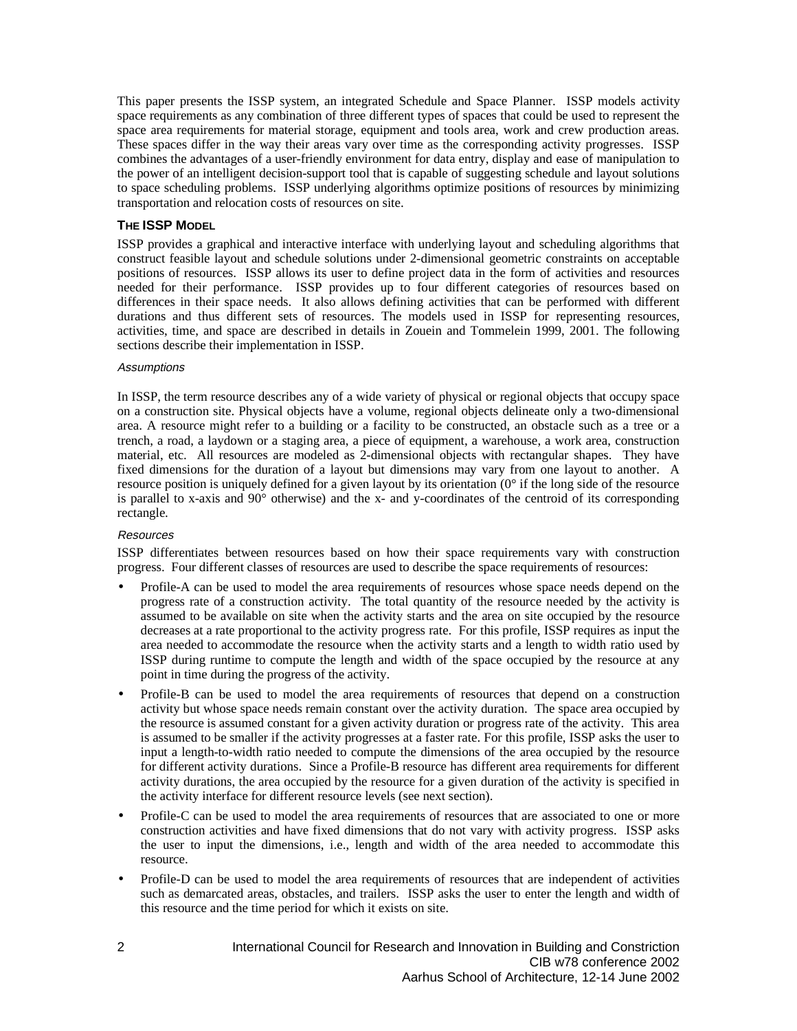This paper presents the ISSP system, an integrated Schedule and Space Planner. ISSP models activity space requirements as any combination of three different types of spaces that could be used to represent the space area requirements for material storage, equipment and tools area, work and crew production areas. These spaces differ in the way their areas vary over time as the corresponding activity progresses. ISSP combines the advantages of a user-friendly environment for data entry, display and ease of manipulation to the power of an intelligent decision-support tool that is capable of suggesting schedule and layout solutions to space scheduling problems. ISSP underlying algorithms optimize positions of resources by minimizing transportation and relocation costs of resources on site.

## THE ISSP MODEL

ISSP provides a graphical and interactive interface with underlying layout and scheduling algorithms that construct feasible layout and schedule solutions under 2-dimensional geometric constraints on acceptable positions of resources. ISSP allows its user to define project data in the form of activities and resources needed for their performance. ISSP provides up to four different categories of resources based on differences in their space needs. It also allows defining activities that can be performed with different durations and thus different sets of resources. The models used in ISSP for representing resources, activities, time, and space are described in details in Zouein and Tommelein 1999, 2001. The following sections describe their implementation in ISSP.

### *Assumptions*

In ISSP, the term resource describes any of a wide variety of physical or regional objects that occupy space on a construction site. Physical objects have a volume, regional objects delineate only a two-dimensional area. A resource might refer to a building or a facility to be constructed, an obstacle such as a tree or a trench, a road, a laydown or a staging area, a piece of equipment, a warehouse, a work area, construction material, etc. All resources are modeled as 2-dimensional objects with rectangular shapes. They have fixed dimensions for the duration of a layout but dimensions may vary from one layout to another. A resource position is uniquely defined for a given layout by its orientation (0° if the long side of the resource is parallel to x-axis and 90° otherwise) and the x- and y-coordinates of the centroid of its corresponding rectangle.

### *Resources*

ISSP differentiates between resources based on how their space requirements vary with construction progress. Four different classes of resources are used to describe the space requirements of resources:

- Profile-A can be used to model the area requirements of resources whose space needs depend on the progress rate of a construction activity. The total quantity of the resource needed by the activity is assumed to be available on site when the activity starts and the area on site occupied by the resource decreases at a rate proportional to the activity progress rate. For this profile, ISSP requires as input the area needed to accommodate the resource when the activity starts and a length to width ratio used by ISSP during runtime to compute the length and width of the space occupied by the resource at any point in time during the progress of the activity.
- Profile-B can be used to model the area requirements of resources that depend on a construction activity but whose space needs remain constant over the activity duration. The space area occupied by the resource is assumed constant for a given activity duration or progress rate of the activity. This area is assumed to be smaller if the activity progresses at a faster rate. For this profile, ISSP asks the user to input a length-to-width ratio needed to compute the dimensions of the area occupied by the resource for different activity durations. Since a Profile-B resource has different area requirements for different activity durations, the area occupied by the resource for a given duration of the activity is specified in the activity interface for different resource levels (see next section).
- Profile-C can be used to model the area requirements of resources that are associated to one or more construction activities and have fixed dimensions that do not vary with activity progress. ISSP asks the user to input the dimensions, i.e., length and width of the area needed to accommodate this resource.
- Profile-D can be used to model the area requirements of resources that are independent of activities such as demarcated areas, obstacles, and trailers. ISSP asks the user to enter the length and width of this resource and the time period for which it exists on site.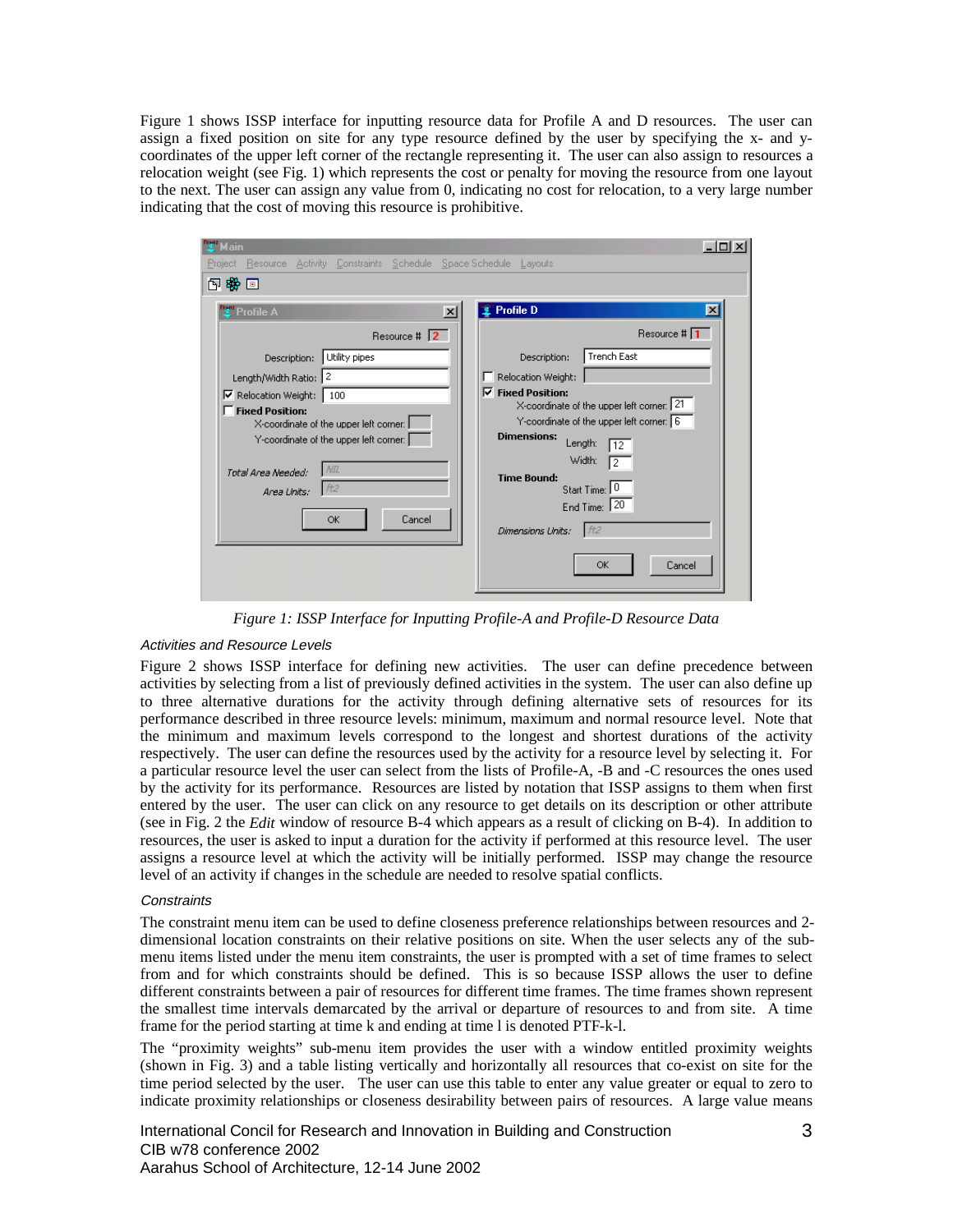Figure 1 shows ISSP interface for inputting resource data for Profile A and D resources. The user can assign a fixed position on site for any type resource defined by the user by specifying the x- and y-coordinates of the upper left corner of the rectangle representing it. The user can also assign to resources a relocation weight (see Fig. 1) which represents the cost or penalty for moving the resource from one layout to the next. The user can assign any value from 0, indicating no cost for relocation, to a very large number indicating that the cost of moving this resource is prohibitive.

*Figure 1: ISSP Interface for Inputting Profile-A and Profile-D Resource Data*

### Activities and Resource Levels

Figure 2 shows ISSP interface for defining new activities. The user can define precedence between activities by selecting from a list of previously defined activities in the system. The user can also define up to three alternative durations for the activity through defining alternative sets of resources for its performance described in three resource levels: minimum, maximum and normal resource level. Note that the minimum and maximum levels correspond to the longest and shortest durations of the activity respectively. The user can define the resources used by the activity for a resource level by selecting it. For a particular resource level the user can select from the lists of Profile-A, -B and -C resources the ones used by the activity for its performance. Resources are listed by notation that ISSP assigns to them when first entered by the user. The user can click on any resource to get details on its description or other attribute (see in Fig. 2 the *Edit* window of resource B-4 which appears as a result of clicking on B-4). In addition to resources, the user is asked to input a duration for the activity if performed at this resource level. The user assigns a resource level at which the activity will be initially performed. ISSP may change the resource level of an activity if changes in the schedule are needed to resolve spatial conflicts.

### Constraints

The constraint menu item can be used to define closeness preference relationships between resources and 2-dimensional location constraints on their relative positions on site. When the user selects any of the sub-menu items listed under the menu item constraints, the user is prompted with a set of time frames to select from and for which constraints should be defined. This is so because ISSP allows the user to define different constraints between a pair of resources for different time frames. The time frames shown represent the smallest time intervals demarcated by the arrival or departure of resources to and from site. A time frame for the period starting at time k and ending at time l is denoted PTF-k-l.

The "proximity weights" sub-menu item provides the user with a window entitled proximity weights (shown in Fig. 3) and a table listing vertically and horizontally all resources that co-exist on site for the time period selected by the user. The user can use this table to enter any value greater or equal to zero to indicate proximity relationships or closeness desirability between pairs of resources. A large value means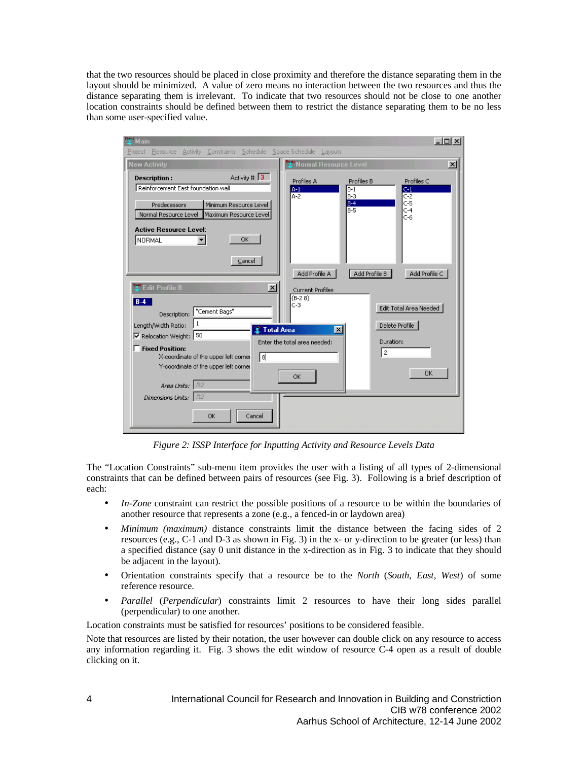that the two resources should be placed in close proximity and therefore the distance separating them in the layout should be minimized. A value of zero means no interaction between the two resources and thus the distance separating them is irrelevant. To indicate that two resources should not be close to one another location constraints should be defined between them to restrict the distance separating them to be no less than some user-specified value.

*Figure 2: ISSP Interface for Inputting Activity and Resource Levels Data*

The "Location Constraints" sub-menu item provides the user with a listing of all types of 2-dimensional constraints that can be defined between pairs of resources (see Fig. 3). Following is a brief description of each:

- *In-Zone* constraint can restrict the possible positions of a resource to be within the boundaries of another resource that represents a zone (e.g., a fenced-in or laydown area)
- *Minimum (maximum)* distance constraints limit the distance between the facing sides of 2 resources (e.g., C-1 and D-3 as shown in Fig. 3) in the x- or y-direction to be greater (or less) than a specified distance (say 0 unit distance in the x-direction as in Fig. 3 to indicate that they should be adjacent in the layout).
- Orientation constraints specify that a resource be to the *North* (*South, East, West*) of some reference resource.
- *Parallel* (*Perpendicular*) constraints limit 2 resources to have their long sides parallel (perpendicular) to one another.

Location constraints must be satisfied for resources' positions to be considered feasible.

Note that resources are listed by their notation, the user however can double click on any resource to access any information regarding it. Fig. 3 shows the edit window of resource C-4 open as a result of double clicking on it.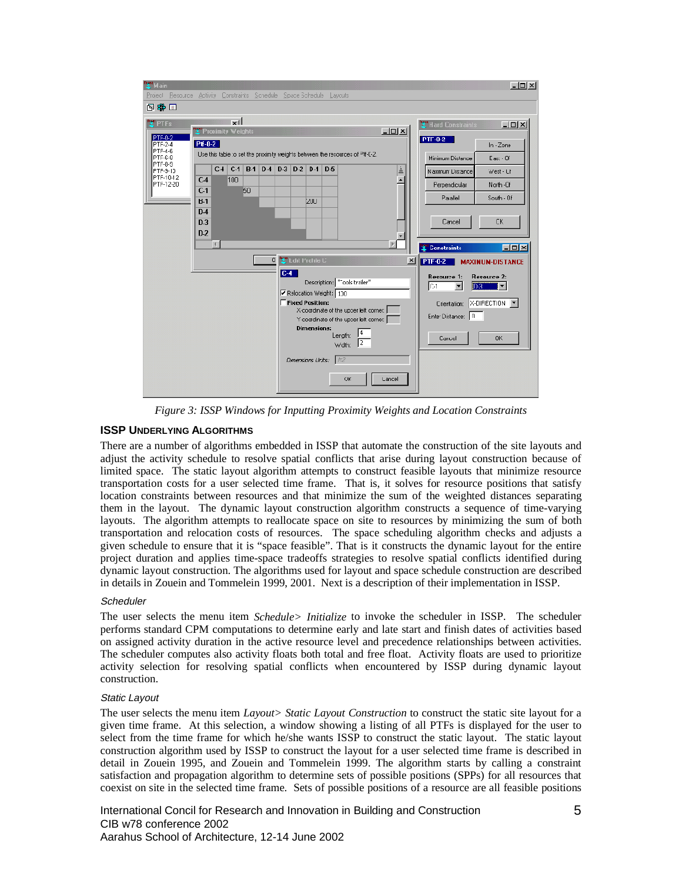*Figure 3: ISSP Windows for Inputting Proximity Weights and Location Constraints*

## ISSP UNDERLYING ALGORITHMS

There are a number of algorithms embedded in ISSP that automate the construction of the site layouts and adjust the activity schedule to resolve spatial conflicts that arise during layout construction because of limited space. The static layout algorithm attempts to construct feasible layouts that minimize resource transportation costs for a user selected time frame. That is, it solves for resource positions that satisfy location constraints between resources and that minimize the sum of the weighted distances separating them in the layout. The dynamic layout construction algorithm constructs a sequence of time-varying layouts. The algorithm attempts to reallocate space on site to resources by minimizing the sum of both transportation and relocation costs of resources. The space scheduling algorithm checks and adjusts a given schedule to ensure that it is "space feasible". That is it constructs the dynamic layout for the entire project duration and applies time-space tradeoffs strategies to resolve spatial conflicts identified during dynamic layout construction. The algorithms used for layout and space schedule construction are described in details in Zouein and Tommelein 1999, 2001. Next is a description of their implementation in ISSP.

### *Scheduler*

The user selects the menu item *Schedule> Initialize* to invoke the scheduler in ISSP. The scheduler performs standard CPM computations to determine early and late start and finish dates of activities based on assigned activity duration in the active resource level and precedence relationships between activities. The scheduler computes also activity floats both total and free float. Activity floats are used to prioritize activity selection for resolving spatial conflicts when encountered by ISSP during dynamic layout construction.

### *Static Layout*

The user selects the menu item *Layout> Static Layout Construction* to construct the static site layout for a given time frame. At this selection, a window showing a listing of all PTFs is displayed for the user to select from the time frame for which he/she wants ISSP to construct the static layout. The static layout construction algorithm used by ISSP to construct the layout for a user selected time frame is described in detail in Zouein 1995, and Zouein and Tommelein 1999. The algorithm starts by calling a constraint satisfaction and propagation algorithm to determine sets of possible positions (SPPs) for all resources that coexist on site in the selected time frame. Sets of possible positions of a resource are all feasible positions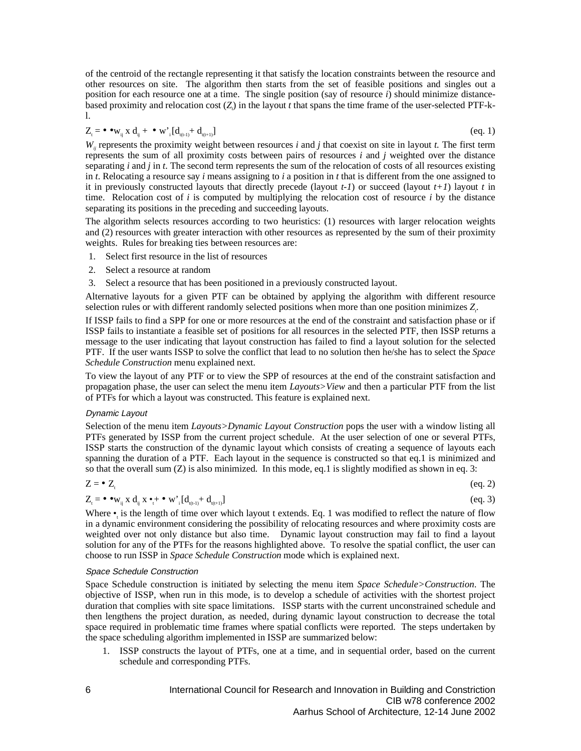of the centroid of the rectangle representing it that satisfy the location constraints between the resource and other resources on site. The algorithm then starts from the set of feasible positions and singles out a position for each resource one at a time. The single position (say of resource *i*) should minimize distance-based proximity and relocation cost ($Z_t$) in the layout *t* that spans the time frame of the user-selected PTF-k-l.

$$Z_t = \sum \sum w_{ij} \times d_{ij} + \sum w'_i [d_{i(t-1)} + d_{i(t+1)}] \qquad \text{(eq. 1)}$$

$W_{ij}$ represents the proximity weight between resources *i* and *j* that coexist on site in layout *t.* The first term represents the sum of all proximity costs between pairs of resources *i* and *j* weighted over the distance separating *i* and *j* in *t*. The second term represents the sum of the relocation of costs of all resources existing in *t*. Relocating a resource say *i* means assigning to *i* a position in *t* that is different from the one assigned to it in previously constructed layouts that directly precede (layout *t-1*) or succeed (layout *t+1*) layout *t* in time. Relocation cost of *i* is computed by multiplying the relocation cost of resource *i* by the distance separating its positions in the preceding and succeeding layouts.

The algorithm selects resources according to two heuristics: (1) resources with larger relocation weights and (2) resources with greater interaction with other resources as represented by the sum of their proximity weights. Rules for breaking ties between resources are:

1. Select first resource in the list of resources
2. Select a resource at random
3. Select a resource that has been positioned in a previously constructed layout.

Alternative layouts for a given PTF can be obtained by applying the algorithm with different resource selection rules or with different randomly selected positions when more than one position minimizes $Z_t$.

If ISSP fails to find a SPP for one or more resources at the end of the constraint and satisfaction phase or if ISSP fails to instantiate a feasible set of positions for all resources in the selected PTF, then ISSP returns a message to the user indicating that layout construction has failed to find a layout solution for the selected PTF. If the user wants ISSP to solve the conflict that lead to no solution then he/she has to select the *Space Schedule Construction* menu explained next.

To view the layout of any PTF or to view the SPP of resources at the end of the constraint satisfaction and propagation phase, the user can select the menu item *Layouts>View* and then a particular PTF from the list of PTFs for which a layout was constructed. This feature is explained next.

### *Dynamic Layout*

Selection of the menu item *Layouts>Dynamic Layout Construction* pops the user with a window listing all PTFs generated by ISSP from the current project schedule. At the user selection of one or several PTFs, ISSP starts the construction of the dynamic layout which consists of creating a sequence of layouts each spanning the duration of a PTF. Each layout in the sequence is constructed so that eq.1 is minimized and so that the overall sum (Z) is also minimized. In this mode, eq.1 is slightly modified as shown in eq. 3:

$$Z = \sum Z_t \qquad \text{(eq. 2)}$$

$$Z_t = \sum \sum w_{ij} \times d_{ij} \times \tau_t + \sum w'_i [d_{i(t-1)} + d_{i(t+1)}] \qquad \text{(eq. 3)}$$

Where $\tau_t$ is the length of time over which layout t extends. Eq. 1 was modified to reflect the nature of flow in a dynamic environment considering the possibility of relocating resources and where proximity costs are weighted over not only distance but also time. Dynamic layout construction may fail to find a layout solution for any of the PTFs for the reasons highlighted above. To resolve the spatial conflict, the user can choose to run ISSP in *Space Schedule Construction* mode which is explained next.

### *Space Schedule Construction*

Space Schedule construction is initiated by selecting the menu item *Space Schedule>Construction*. The objective of ISSP, when run in this mode, is to develop a schedule of activities with the shortest project duration that complies with site space limitations. ISSP starts with the current unconstrained schedule and then lengthens the project duration, as needed, during dynamic layout construction to decrease the total space required in problematic time frames where spatial conflicts were reported. The steps undertaken by the space scheduling algorithm implemented in ISSP are summarized below:

1. ISSP constructs the layout of PTFs, one at a time, and in sequential order, based on the current schedule and corresponding PTFs.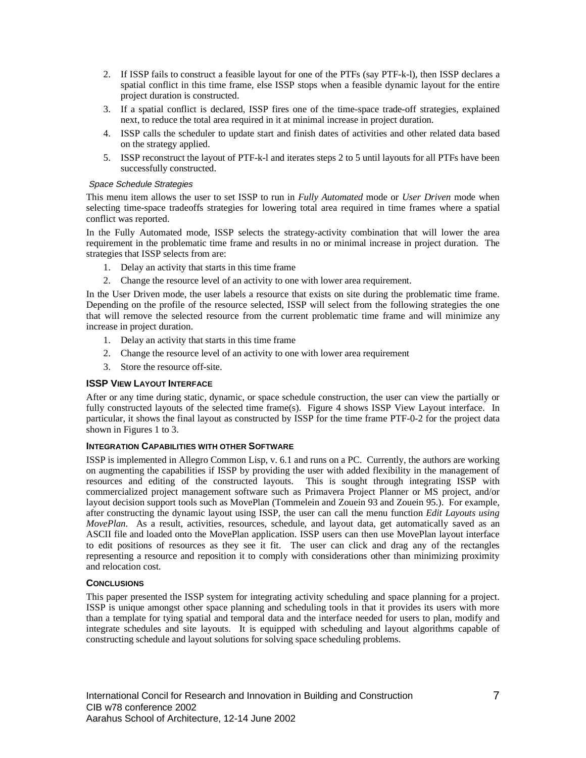2. If ISSP fails to construct a feasible layout for one of the PTFs (say PTF-k-l), then ISSP declares a spatial conflict in this time frame, else ISSP stops when a feasible dynamic layout for the entire project duration is constructed.
3. If a spatial conflict is declared, ISSP fires one of the time-space trade-off strategies, explained next, to reduce the total area required in it at minimal increase in project duration.
4. ISSP calls the scheduler to update start and finish dates of activities and other related data based on the strategy applied.
5. ISSP reconstruct the layout of PTF-k-l and iterates steps 2 to 5 until layouts for all PTFs have been successfully constructed.

*Space Schedule Strategies*

This menu item allows the user to set ISSP to run in *Fully Automated* mode or *User Driven* mode when selecting time-space tradeoffs strategies for lowering total area required in time frames where a spatial conflict was reported.

In the Fully Automated mode, ISSP selects the strategy-activity combination that will lower the area requirement in the problematic time frame and results in no or minimal increase in project duration. The strategies that ISSP selects from are:

1. Delay an activity that starts in this time frame
2. Change the resource level of an activity to one with lower area requirement.

In the User Driven mode, the user labels a resource that exists on site during the problematic time frame. Depending on the profile of the resource selected, ISSP will select from the following strategies the one that will remove the selected resource from the current problematic time frame and will minimize any increase in project duration.

1. Delay an activity that starts in this time frame
2. Change the resource level of an activity to one with lower area requirement
3. Store the resource off-site.

#### ISSP View Layout Interface

After or any time during static, dynamic, or space schedule construction, the user can view the partially or fully constructed layouts of the selected time frame(s). Figure 4 shows ISSP View Layout interface. In particular, it shows the final layout as constructed by ISSP for the time frame PTF-0-2 for the project data shown in Figures 1 to 3.

#### Integration Capabilities with other Software

ISSP is implemented in Allegro Common Lisp, v. 6.1 and runs on a PC. Currently, the authors are working on augmenting the capabilities if ISSP by providing the user with added flexibility in the management of resources and editing of the constructed layouts. This is sought through integrating ISSP with commercialized project management software such as Primavera Project Planner or MS project, and/or layout decision support tools such as MovePlan (Tommelein and Zouein 93 and Zouein 95.). For example, after constructing the dynamic layout using ISSP, the user can call the menu function *Edit Layouts using MovePlan*. As a result, activities, resources, schedule, and layout data, get automatically saved as an ASCII file and loaded onto the MovePlan application. ISSP users can then use MovePlan layout interface to edit positions of resources as they see it fit. The user can click and drag any of the rectangles representing a resource and reposition it to comply with considerations other than minimizing proximity and relocation cost.

#### Conclusions

This paper presented the ISSP system for integrating activity scheduling and space planning for a project. ISSP is unique amongst other space planning and scheduling tools in that it provides its users with more than a template for tying spatial and temporal data and the interface needed for users to plan, modify and integrate schedules and site layouts. It is equipped with scheduling and layout algorithms capable of constructing schedule and layout solutions for solving space scheduling problems.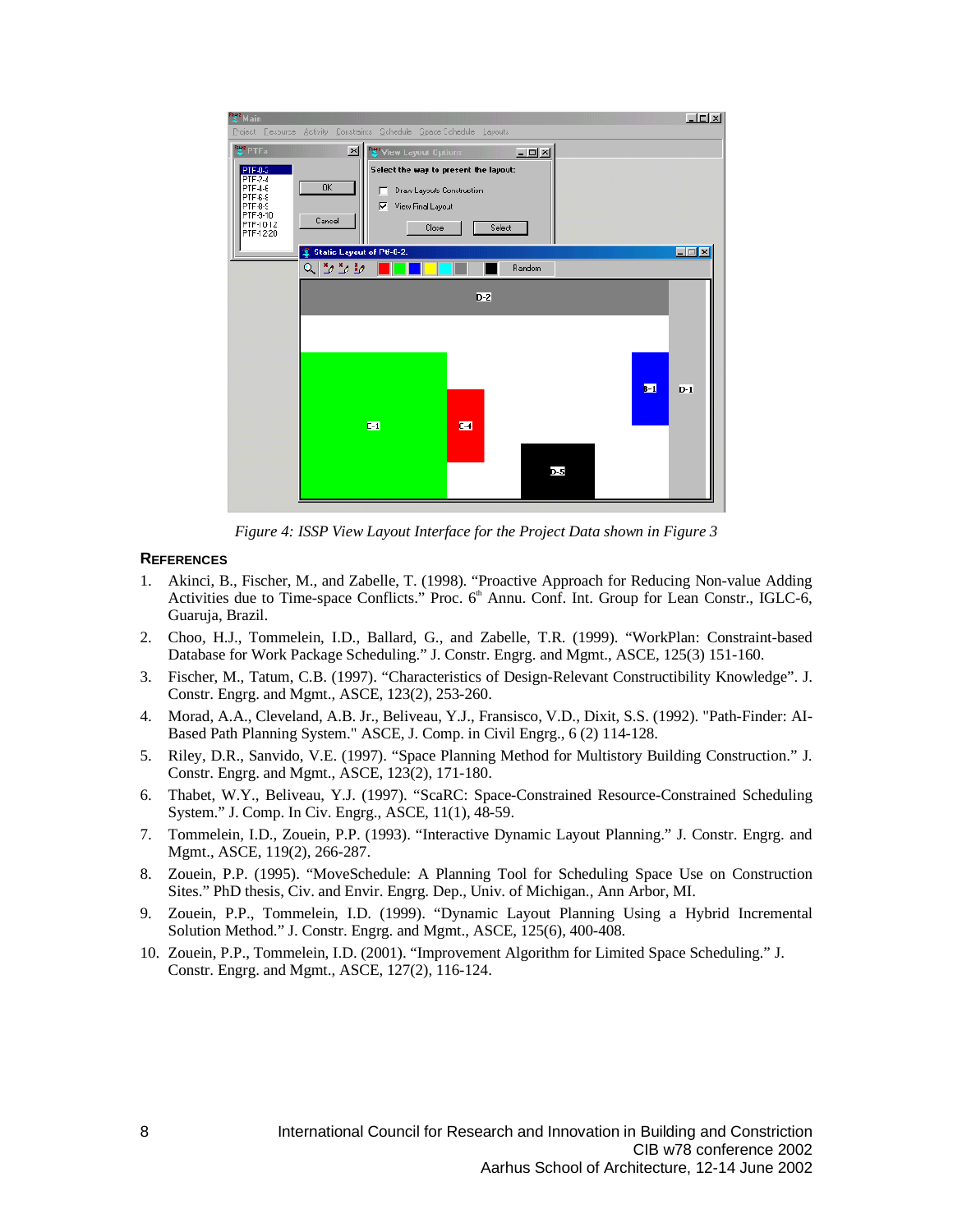*Figure 4: ISSP View Layout Interface for the Project Data shown in Figure 3*

## REFERENCES

1. Akinci, B., Fischer, M., and Zabelle, T. (1998). "Proactive Approach for Reducing Non-value Adding Activities due to Time-space Conflicts." Proc. 6th Annu. Conf. Int. Group for Lean Constr., IGLC-6, Guaruja, Brazil.
2. Choo, H.J., Tommelein, I.D., Ballard, G., and Zabelle, T.R. (1999). "WorkPlan: Constraint-based Database for Work Package Scheduling." J. Constr. Engrg. and Mgmt., ASCE, 125(3) 151-160.
3. Fischer, M., Tatum, C.B. (1997). "Characteristics of Design-Relevant Constructibility Knowledge". J. Constr. Engrg. and Mgmt., ASCE, 123(2), 253-260.
4. Morad, A.A., Cleveland, A.B. Jr., Beliveau, Y.J., Fransisco, V.D., Dixit, S.S. (1992). "Path-Finder: AI-Based Path Planning System." ASCE, J. Comp. in Civil Engrg., 6 (2) 114-128.
5. Riley, D.R., Sanvido, V.E. (1997). "Space Planning Method for Multistory Building Construction." J. Constr. Engrg. and Mgmt., ASCE, 123(2), 171-180.
6. Thabet, W.Y., Beliveau, Y.J. (1997). "ScaRC: Space-Constrained Resource-Constrained Scheduling System." J. Comp. In Civ. Engrg., ASCE, 11(1), 48-59.
7. Tommelein, I.D., Zouein, P.P. (1993). "Interactive Dynamic Layout Planning." J. Constr. Engrg. and Mgmt., ASCE, 119(2), 266-287.
8. Zouein, P.P. (1995). "MoveSchedule: A Planning Tool for Scheduling Space Use on Construction Sites." PhD thesis, Civ. and Envir. Engrg. Dep., Univ. of Michigan., Ann Arbor, MI.
9. Zouein, P.P., Tommelein, I.D. (1999). "Dynamic Layout Planning Using a Hybrid Incremental Solution Method." J. Constr. Engrg. and Mgmt., ASCE, 125(6), 400-408.
10. Zouein, P.P., Tommelein, I.D. (2001). "Improvement Algorithm for Limited Space Scheduling." J. Constr. Engrg. and Mgmt., ASCE, 127(2), 116-124.